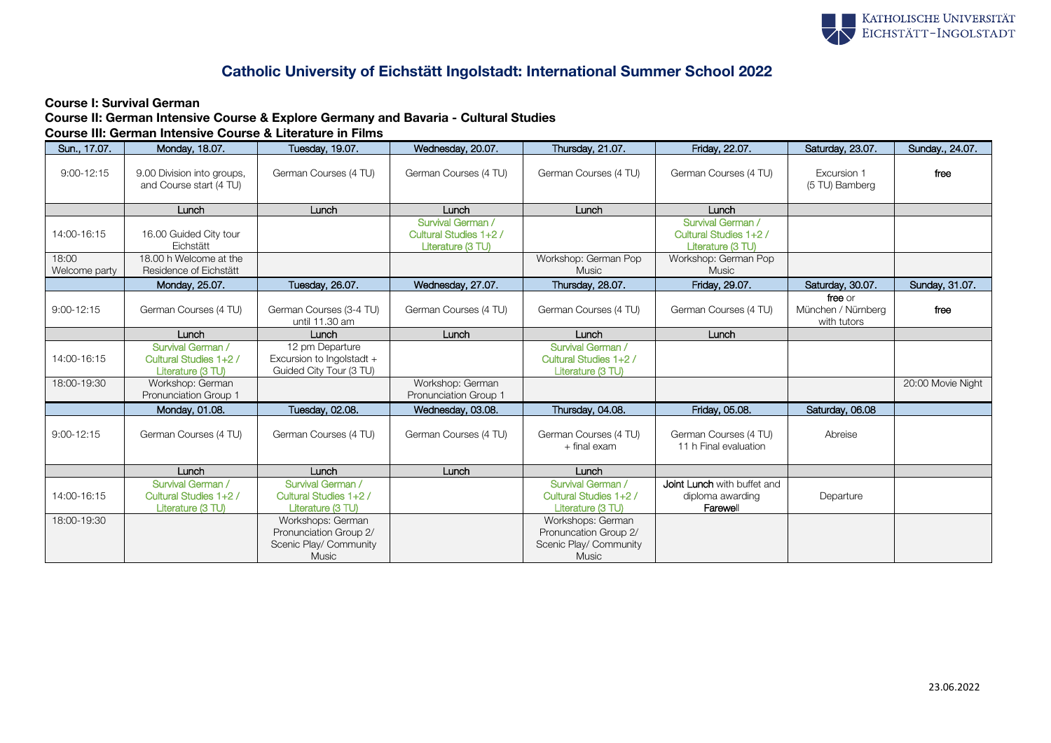# Catholic University of Eichstätt Ingolstadt: International Summer School 2022

**Course I: Survival German**
**Course II: German Intensive Course & Explore Germany and Bavaria - Cultural Studies**
**Course III: German Intensive Course & Literature in Films**

| Sun., 17.07. | Monday, 18.07. | Tuesday, 19.07. | Wednesday, 20.07. | Thursday, 21.07. | Friday, 22.07. | Saturday, 23.07. | Sunday., 24.07. |
|---|---|---|---|---|---|---|---|
| 9:00-12:15 | 9.00 Division into groups, and Course start (4 TU) | German Courses (4 TU) | German Courses (4 TU) | German Courses (4 TU) | German Courses (4 TU) | Excursion 1 (5 TU) Bamberg | free |
| | Lunch | Lunch | Lunch | Lunch | Lunch | | |
| 14:00-16:15 | 16.00 Guided City tour Eichstätt | | Survival German / Cultural Studies 1+2 / Literature (3 TU) | | Survival German / Cultural Studies 1+2 / Literature (3 TU) | | |
| 18:00 Welcome party | 18.00 h Welcome at the Residence of Eichstätt | | | Workshop: German Pop Music | Workshop: German Pop Music | | |
| | Monday, 25.07. | Tuesday, 26.07. | Wednesday, 27.07. | Thursday, 28.07. | Friday, 29.07. | Saturday, 30.07. | Sunday, 31.07. |
| 9:00-12:15 | German Courses (4 TU) | German Courses (3-4 TU) until 11.30 am | German Courses (4 TU) | German Courses (4 TU) | German Courses (4 TU) | free or München / Nürnberg with tutors | free |
| | Lunch | Lunch | Lunch | Lunch | Lunch | | |
| 14:00-16:15 | Survival German / Cultural Studies 1+2 / Literature (3 TU) | 12 pm Departure Excursion to Ingolstadt + Guided City Tour (3 TU) | | Survival German / Cultural Studies 1+2 / Literature (3 TU) | | | |
| 18:00-19:30 | Workshop: German Pronunciation Group 1 | | Workshop: German Pronunciation Group 1 | | | | 20:00 Movie Night |
| | Monday, 01.08. | Tuesday, 02.08. | Wednesday, 03.08. | Thursday, 04.08. | Friday, 05.08. | Saturday, 06.08 | |
| 9:00-12:15 | German Courses (4 TU) | German Courses (4 TU) | German Courses (4 TU) | German Courses (4 TU) + final exam | German Courses (4 TU) 11 h Final evaluation | Abreise | |
| | Lunch | Lunch | Lunch | Lunch | | | |
| 14:00-16:15 | Survival German / Cultural Studies 1+2 / Literature (3 TU) | Survival German / Cultural Studies 1+2 / Literature (3 TU) | | Survival German / Cultural Studies 1+2 / Literature (3 TU) | Joint Lunch with buffet and diploma awarding Farewell | Departure | |
| 18:00-19:30 | | Workshops: German Pronunciation Group 2/ Scenic Play/ Community Music | | Workshops: German Pronuncation Group 2/ Scenic Play/ Community Music | | | |

23.06.2022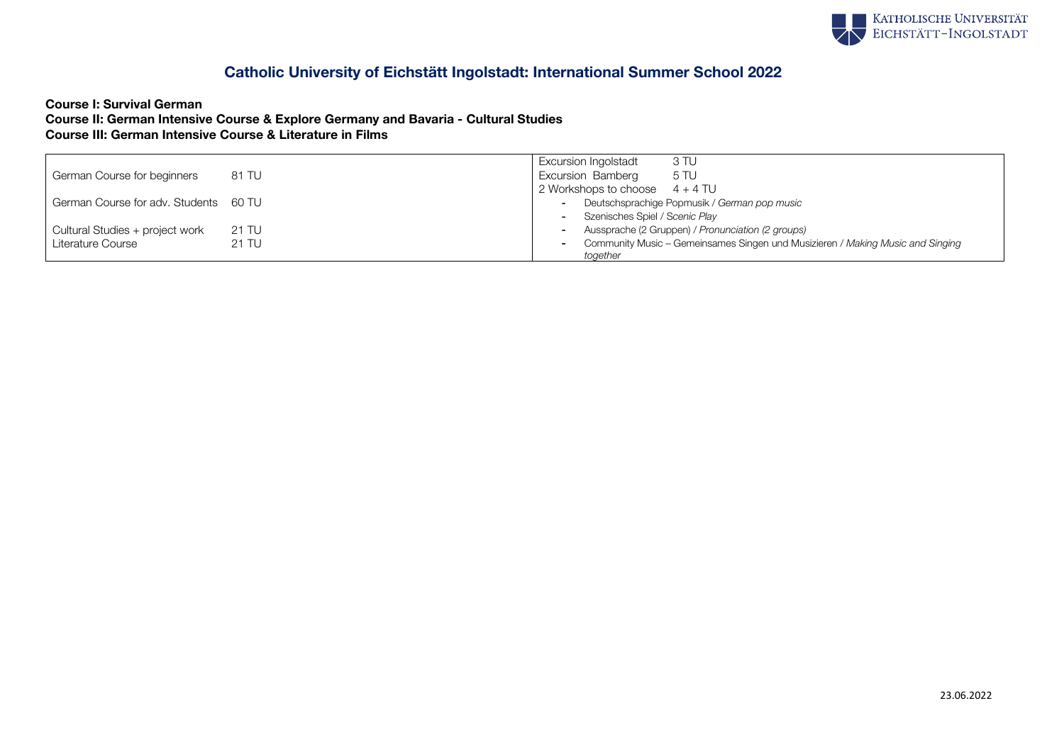## Catholic University of Eichstätt Ingolstadt: International Summer School 2022

**Course I: Survival German**
**Course II: German Intensive Course & Explore Germany and Bavaria - Cultural Studies**
**Course III: German Intensive Course & Literature in Films**

| | | |
|---|---|---|
| German Course for beginners | 81 TU | Excursion Ingolstadt 3 TU |
| German Course for adv. Students | 60 TU | Excursion Bamberg 5 TU |
| Cultural Studies + project work | 21 TU | 2 Workshops to choose 4 + 4 TU |
| Literature Course | 21 TU | - Deutschsprachige Popmusik / *German pop music*<br>- Szenisches Spiel / *Scenic Play*<br>- Aussprache (2 Gruppen) / *Pronunciation (2 groups)*<br>- Community Music – Gemeinsames Singen und Musizieren / *Making Music and Singing together* |

23.06.2022